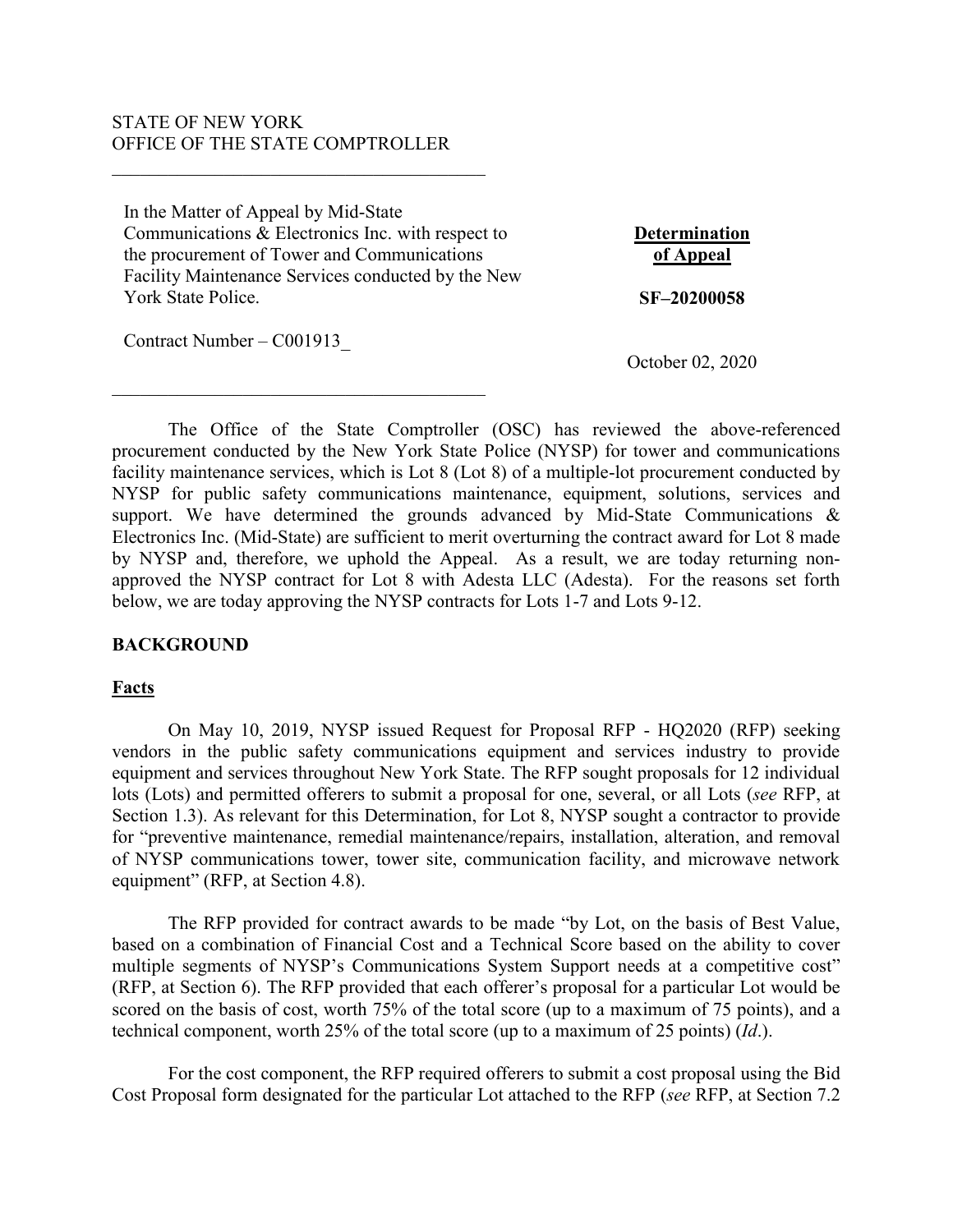STATE OF NEW YORK
OFFICE OF THE STATE COMPTROLLER

---

In the Matter of Appeal by Mid-State Communications & Electronics Inc. with respect to the procurement of Tower and Communications Facility Maintenance Services conducted by the New York State Police.

Contract Number – C001913_

**Determination of Appeal**

**SF–20200058**

October 02, 2020

---

The Office of the State Comptroller (OSC) has reviewed the above-referenced procurement conducted by the New York State Police (NYSP) for tower and communications facility maintenance services, which is Lot 8 (Lot 8) of a multiple-lot procurement conducted by NYSP for public safety communications maintenance, equipment, solutions, services and support. We have determined the grounds advanced by Mid-State Communications & Electronics Inc. (Mid-State) are sufficient to merit overturning the contract award for Lot 8 made by NYSP and, therefore, we uphold the Appeal. As a result, we are today returning non-approved the NYSP contract for Lot 8 with Adesta LLC (Adesta). For the reasons set forth below, we are today approving the NYSP contracts for Lots 1-7 and Lots 9-12.

## BACKGROUND

### Facts

On May 10, 2019, NYSP issued Request for Proposal RFP - HQ2020 (RFP) seeking vendors in the public safety communications equipment and services industry to provide equipment and services throughout New York State. The RFP sought proposals for 12 individual lots (Lots) and permitted offerers to submit a proposal for one, several, or all Lots (*see* RFP, at Section 1.3). As relevant for this Determination, for Lot 8, NYSP sought a contractor to provide for "preventive maintenance, remedial maintenance/repairs, installation, alteration, and removal of NYSP communications tower, tower site, communication facility, and microwave network equipment" (RFP, at Section 4.8).

The RFP provided for contract awards to be made "by Lot, on the basis of Best Value, based on a combination of Financial Cost and a Technical Score based on the ability to cover multiple segments of NYSP's Communications System Support needs at a competitive cost" (RFP, at Section 6). The RFP provided that each offerer's proposal for a particular Lot would be scored on the basis of cost, worth 75% of the total score (up to a maximum of 75 points), and a technical component, worth 25% of the total score (up to a maximum of 25 points) (*Id*.).

For the cost component, the RFP required offerers to submit a cost proposal using the Bid Cost Proposal form designated for the particular Lot attached to the RFP (*see* RFP, at Section 7.2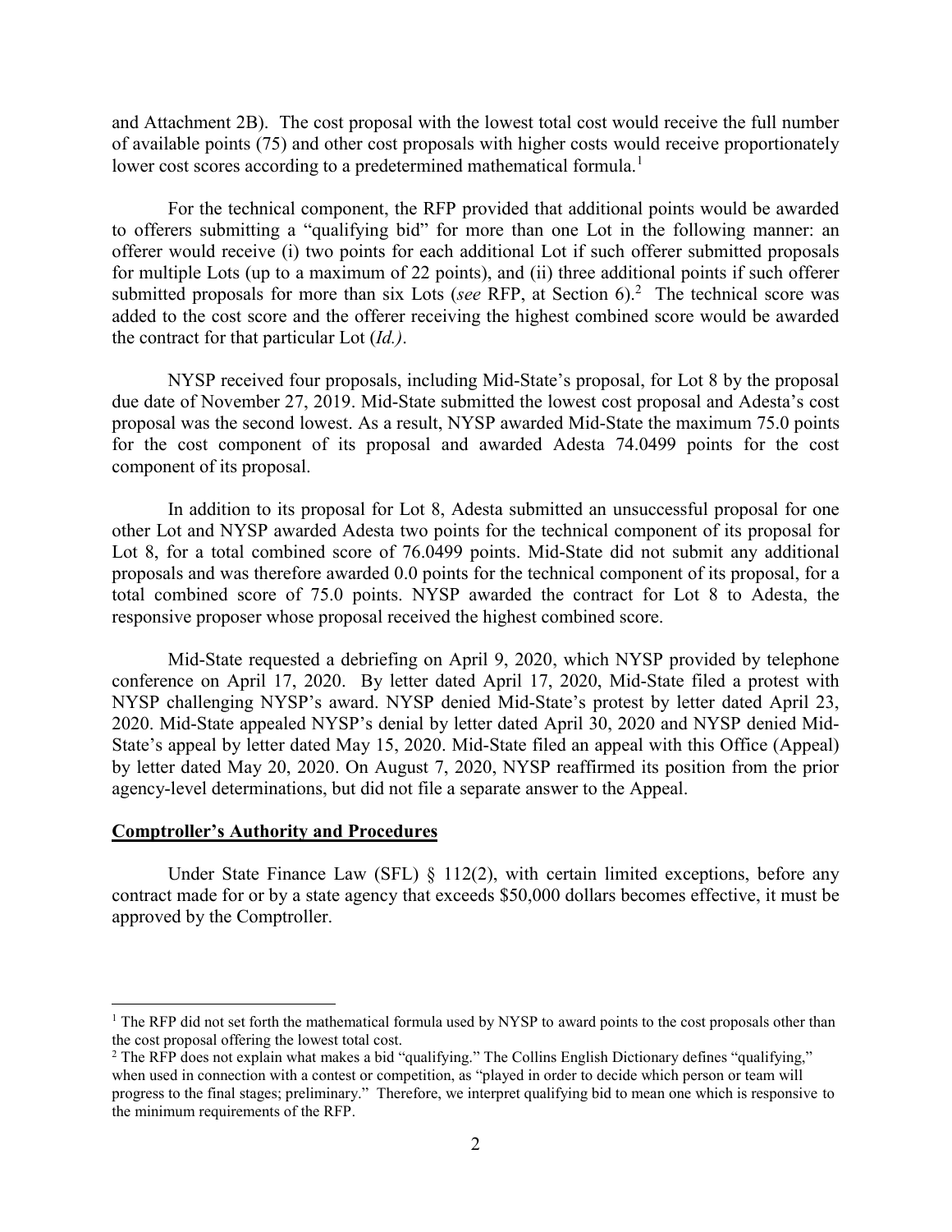and Attachment 2B). The cost proposal with the lowest total cost would receive the full number of available points (75) and other cost proposals with higher costs would receive proportionately lower cost scores according to a predetermined mathematical formula.[1]

For the technical component, the RFP provided that additional points would be awarded to offerers submitting a "qualifying bid" for more than one Lot in the following manner: an offerer would receive (i) two points for each additional Lot if such offerer submitted proposals for multiple Lots (up to a maximum of 22 points), and (ii) three additional points if such offerer submitted proposals for more than six Lots (*see* RFP, at Section 6).[2] The technical score was added to the cost score and the offerer receiving the highest combined score would be awarded the contract for that particular Lot (*Id.)*.

NYSP received four proposals, including Mid-State's proposal, for Lot 8 by the proposal due date of November 27, 2019. Mid-State submitted the lowest cost proposal and Adesta's cost proposal was the second lowest. As a result, NYSP awarded Mid-State the maximum 75.0 points for the cost component of its proposal and awarded Adesta 74.0499 points for the cost component of its proposal.

In addition to its proposal for Lot 8, Adesta submitted an unsuccessful proposal for one other Lot and NYSP awarded Adesta two points for the technical component of its proposal for Lot 8, for a total combined score of 76.0499 points. Mid-State did not submit any additional proposals and was therefore awarded 0.0 points for the technical component of its proposal, for a total combined score of 75.0 points. NYSP awarded the contract for Lot 8 to Adesta, the responsive proposer whose proposal received the highest combined score.

Mid-State requested a debriefing on April 9, 2020, which NYSP provided by telephone conference on April 17, 2020. By letter dated April 17, 2020, Mid-State filed a protest with NYSP challenging NYSP's award. NYSP denied Mid-State's protest by letter dated April 23, 2020. Mid-State appealed NYSP's denial by letter dated April 30, 2020 and NYSP denied Mid-State's appeal by letter dated May 15, 2020. Mid-State filed an appeal with this Office (Appeal) by letter dated May 20, 2020. On August 7, 2020, NYSP reaffirmed its position from the prior agency-level determinations, but did not file a separate answer to the Appeal.

**Comptroller's Authority and Procedures**

Under State Finance Law (SFL) § 112(2), with certain limited exceptions, before any contract made for or by a state agency that exceeds $50,000 dollars becomes effective, it must be approved by the Comptroller.

---

[1] The RFP did not set forth the mathematical formula used by NYSP to award points to the cost proposals other than the cost proposal offering the lowest total cost.

[2] The RFP does not explain what makes a bid "qualifying." The Collins English Dictionary defines "qualifying," when used in connection with a contest or competition, as "played in order to decide which person or team will progress to the final stages; preliminary." Therefore, we interpret qualifying bid to mean one which is responsive to the minimum requirements of the RFP.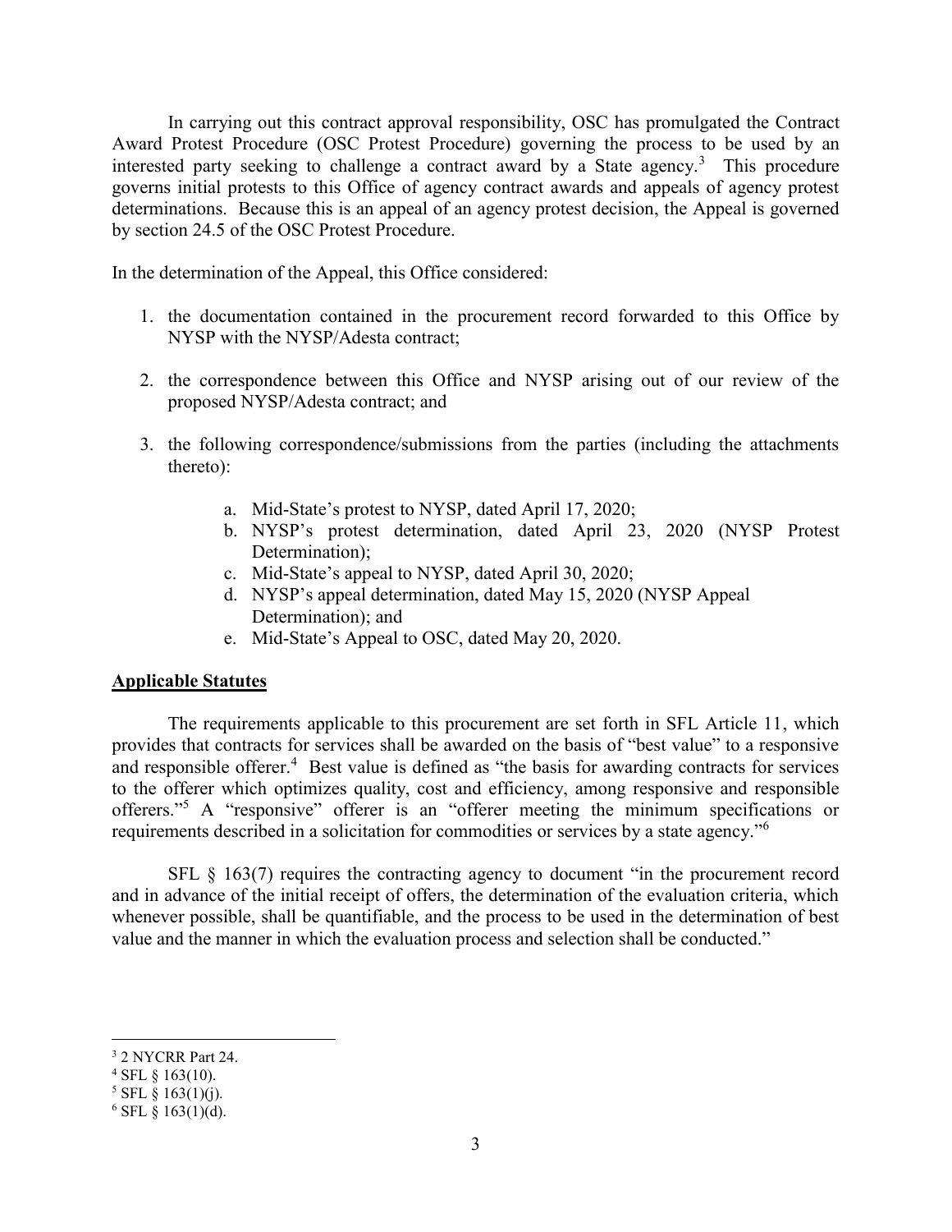In carrying out this contract approval responsibility, OSC has promulgated the Contract Award Protest Procedure (OSC Protest Procedure) governing the process to be used by an interested party seeking to challenge a contract award by a State agency.[3] This procedure governs initial protests to this Office of agency contract awards and appeals of agency protest determinations. Because this is an appeal of an agency protest decision, the Appeal is governed by section 24.5 of the OSC Protest Procedure.

In the determination of the Appeal, this Office considered:

1. the documentation contained in the procurement record forwarded to this Office by NYSP with the NYSP/Adesta contract;
2. the correspondence between this Office and NYSP arising out of our review of the proposed NYSP/Adesta contract; and
3. the following correspondence/submissions from the parties (including the attachments thereto):
    a. Mid-State's protest to NYSP, dated April 17, 2020;
    b. NYSP's protest determination, dated April 23, 2020 (NYSP Protest Determination);
    c. Mid-State's appeal to NYSP, dated April 30, 2020;
    d. NYSP's appeal determination, dated May 15, 2020 (NYSP Appeal Determination); and
    e. Mid-State's Appeal to OSC, dated May 20, 2020.

## Applicable Statutes

The requirements applicable to this procurement are set forth in SFL Article 11, which provides that contracts for services shall be awarded on the basis of "best value" to a responsive and responsible offerer.[4] Best value is defined as "the basis for awarding contracts for services to the offerer which optimizes quality, cost and efficiency, among responsive and responsible offerers."[5] A "responsive" offerer is an "offerer meeting the minimum specifications or requirements described in a solicitation for commodities or services by a state agency."[6]

SFL § 163(7) requires the contracting agency to document "in the procurement record and in advance of the initial receipt of offers, the determination of the evaluation criteria, which whenever possible, shall be quantifiable, and the process to be used in the determination of best value and the manner in which the evaluation process and selection shall be conducted."

---

[3] 2 NYCRR Part 24.

[4] SFL § 163(10).

[5] SFL § 163(1)(j).

[6] SFL § 163(1)(d).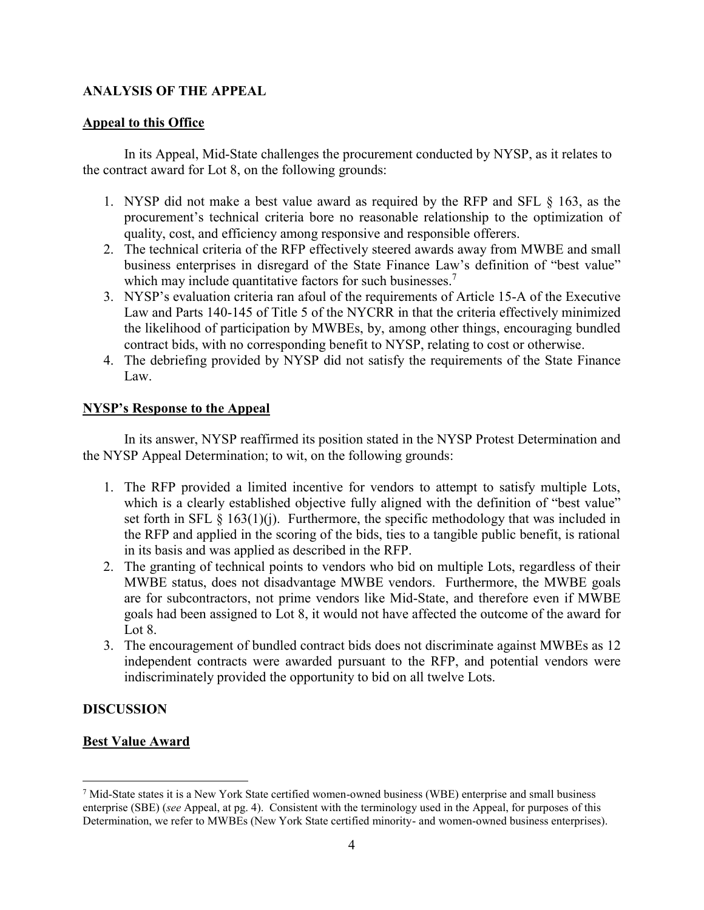## ANALYSIS OF THE APPEAL

### Appeal to this Office

In its Appeal, Mid-State challenges the procurement conducted by NYSP, as it relates to the contract award for Lot 8, on the following grounds:

1. NYSP did not make a best value award as required by the RFP and SFL § 163, as the procurement's technical criteria bore no reasonable relationship to the optimization of quality, cost, and efficiency among responsive and responsible offerers.
2. The technical criteria of the RFP effectively steered awards away from MWBE and small business enterprises in disregard of the State Finance Law's definition of "best value" which may include quantitative factors for such businesses.[7]
3. NYSP's evaluation criteria ran afoul of the requirements of Article 15-A of the Executive Law and Parts 140-145 of Title 5 of the NYCRR in that the criteria effectively minimized the likelihood of participation by MWBEs, by, among other things, encouraging bundled contract bids, with no corresponding benefit to NYSP, relating to cost or otherwise.
4. The debriefing provided by NYSP did not satisfy the requirements of the State Finance Law.

### NYSP's Response to the Appeal

In its answer, NYSP reaffirmed its position stated in the NYSP Protest Determination and the NYSP Appeal Determination; to wit, on the following grounds:

1. The RFP provided a limited incentive for vendors to attempt to satisfy multiple Lots, which is a clearly established objective fully aligned with the definition of "best value" set forth in SFL § 163(1)(j). Furthermore, the specific methodology that was included in the RFP and applied in the scoring of the bids, ties to a tangible public benefit, is rational in its basis and was applied as described in the RFP.
2. The granting of technical points to vendors who bid on multiple Lots, regardless of their MWBE status, does not disadvantage MWBE vendors. Furthermore, the MWBE goals are for subcontractors, not prime vendors like Mid-State, and therefore even if MWBE goals had been assigned to Lot 8, it would not have affected the outcome of the award for Lot 8.
3. The encouragement of bundled contract bids does not discriminate against MWBEs as 12 independent contracts were awarded pursuant to the RFP, and potential vendors were indiscriminately provided the opportunity to bid on all twelve Lots.

## DISCUSSION

### Best Value Award

---

[7] Mid-State states it is a New York State certified women-owned business (WBE) enterprise and small business enterprise (SBE) (*see* Appeal, at pg. 4). Consistent with the terminology used in the Appeal, for purposes of this Determination, we refer to MWBEs (New York State certified minority- and women-owned business enterprises).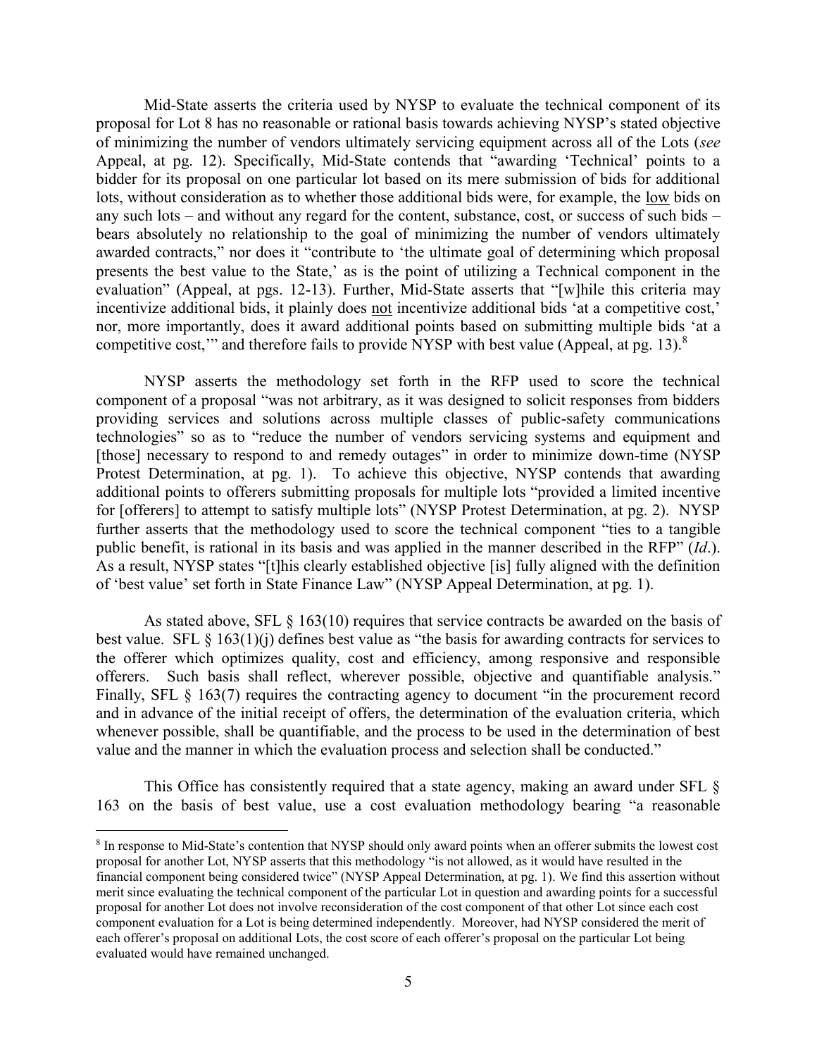Mid-State asserts the criteria used by NYSP to evaluate the technical component of its proposal for Lot 8 has no reasonable or rational basis towards achieving NYSP's stated objective of minimizing the number of vendors ultimately servicing equipment across all of the Lots (*see* Appeal, at pg. 12). Specifically, Mid-State contends that "awarding 'Technical' points to a bidder for its proposal on one particular lot based on its mere submission of bids for additional lots, without consideration as to whether those additional bids were, for example, the low bids on any such lots – and without any regard for the content, substance, cost, or success of such bids – bears absolutely no relationship to the goal of minimizing the number of vendors ultimately awarded contracts," nor does it "contribute to 'the ultimate goal of determining which proposal presents the best value to the State,' as is the point of utilizing a Technical component in the evaluation" (Appeal, at pgs. 12-13). Further, Mid-State asserts that "[w]hile this criteria may incentivize additional bids, it plainly does not incentivize additional bids 'at a competitive cost,' nor, more importantly, does it award additional points based on submitting multiple bids 'at a competitive cost,'" and therefore fails to provide NYSP with best value (Appeal, at pg. 13).[8]

NYSP asserts the methodology set forth in the RFP used to score the technical component of a proposal "was not arbitrary, as it was designed to solicit responses from bidders providing services and solutions across multiple classes of public-safety communications technologies" so as to "reduce the number of vendors servicing systems and equipment and [those] necessary to respond to and remedy outages" in order to minimize down-time (NYSP Protest Determination, at pg. 1). To achieve this objective, NYSP contends that awarding additional points to offerers submitting proposals for multiple lots "provided a limited incentive for [offerers] to attempt to satisfy multiple lots" (NYSP Protest Determination, at pg. 2). NYSP further asserts that the methodology used to score the technical component "ties to a tangible public benefit, is rational in its basis and was applied in the manner described in the RFP" (*Id*.). As a result, NYSP states "[t]his clearly established objective [is] fully aligned with the definition of 'best value' set forth in State Finance Law" (NYSP Appeal Determination, at pg. 1).

As stated above, SFL § 163(10) requires that service contracts be awarded on the basis of best value. SFL § 163(1)(j) defines best value as "the basis for awarding contracts for services to the offerer which optimizes quality, cost and efficiency, among responsive and responsible offerers. Such basis shall reflect, wherever possible, objective and quantifiable analysis." Finally, SFL § 163(7) requires the contracting agency to document "in the procurement record and in advance of the initial receipt of offers, the determination of the evaluation criteria, which whenever possible, shall be quantifiable, and the process to be used in the determination of best value and the manner in which the evaluation process and selection shall be conducted."

This Office has consistently required that a state agency, making an award under SFL § 163 on the basis of best value, use a cost evaluation methodology bearing "a reasonable

---

[8] In response to Mid-State's contention that NYSP should only award points when an offerer submits the lowest cost proposal for another Lot, NYSP asserts that this methodology "is not allowed, as it would have resulted in the financial component being considered twice" (NYSP Appeal Determination, at pg. 1). We find this assertion without merit since evaluating the technical component of the particular Lot in question and awarding points for a successful proposal for another Lot does not involve reconsideration of the cost component of that other Lot since each cost component evaluation for a Lot is being determined independently. Moreover, had NYSP considered the merit of each offerer's proposal on additional Lots, the cost score of each offerer's proposal on the particular Lot being evaluated would have remained unchanged.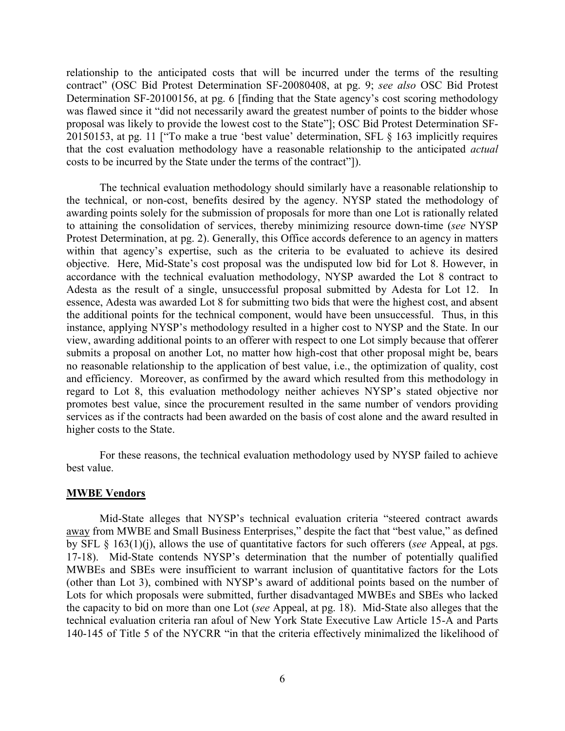relationship to the anticipated costs that will be incurred under the terms of the resulting contract" (OSC Bid Protest Determination SF-20080408, at pg. 9; *see also* OSC Bid Protest Determination SF-20100156, at pg. 6 [finding that the State agency's cost scoring methodology was flawed since it "did not necessarily award the greatest number of points to the bidder whose proposal was likely to provide the lowest cost to the State"]; OSC Bid Protest Determination SF-20150153, at pg. 11 ["To make a true 'best value' determination, SFL § 163 implicitly requires that the cost evaluation methodology have a reasonable relationship to the anticipated *actual* costs to be incurred by the State under the terms of the contract"]).

The technical evaluation methodology should similarly have a reasonable relationship to the technical, or non-cost, benefits desired by the agency. NYSP stated the methodology of awarding points solely for the submission of proposals for more than one Lot is rationally related to attaining the consolidation of services, thereby minimizing resource down-time (*see* NYSP Protest Determination, at pg. 2). Generally, this Office accords deference to an agency in matters within that agency's expertise, such as the criteria to be evaluated to achieve its desired objective. Here, Mid-State's cost proposal was the undisputed low bid for Lot 8. However, in accordance with the technical evaluation methodology, NYSP awarded the Lot 8 contract to Adesta as the result of a single, unsuccessful proposal submitted by Adesta for Lot 12. In essence, Adesta was awarded Lot 8 for submitting two bids that were the highest cost, and absent the additional points for the technical component, would have been unsuccessful. Thus, in this instance, applying NYSP's methodology resulted in a higher cost to NYSP and the State. In our view, awarding additional points to an offerer with respect to one Lot simply because that offerer submits a proposal on another Lot, no matter how high-cost that other proposal might be, bears no reasonable relationship to the application of best value, i.e., the optimization of quality, cost and efficiency. Moreover, as confirmed by the award which resulted from this methodology in regard to Lot 8, this evaluation methodology neither achieves NYSP's stated objective nor promotes best value, since the procurement resulted in the same number of vendors providing services as if the contracts had been awarded on the basis of cost alone and the award resulted in higher costs to the State.

For these reasons, the technical evaluation methodology used by NYSP failed to achieve best value.

**MWBE Vendors**

Mid-State alleges that NYSP's technical evaluation criteria "steered contract awards away from MWBE and Small Business Enterprises," despite the fact that "best value," as defined by SFL § 163(1)(j), allows the use of quantitative factors for such offerers (*see* Appeal, at pgs. 17-18). Mid-State contends NYSP's determination that the number of potentially qualified MWBEs and SBEs were insufficient to warrant inclusion of quantitative factors for the Lots (other than Lot 3), combined with NYSP's award of additional points based on the number of Lots for which proposals were submitted, further disadvantaged MWBEs and SBEs who lacked the capacity to bid on more than one Lot (*see* Appeal, at pg. 18). Mid-State also alleges that the technical evaluation criteria ran afoul of New York State Executive Law Article 15-A and Parts 140-145 of Title 5 of the NYCRR "in that the criteria effectively minimalized the likelihood of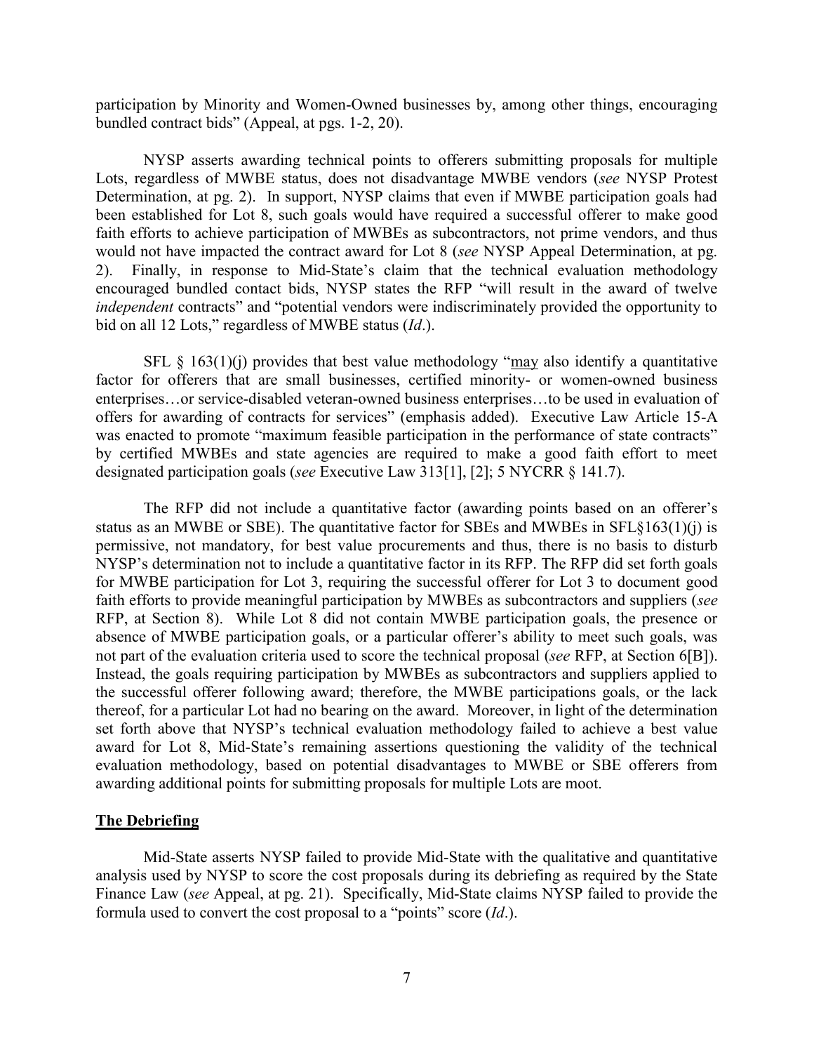participation by Minority and Women-Owned businesses by, among other things, encouraging bundled contract bids" (Appeal, at pgs. 1-2, 20).

NYSP asserts awarding technical points to offerers submitting proposals for multiple Lots, regardless of MWBE status, does not disadvantage MWBE vendors (*see* NYSP Protest Determination, at pg. 2). In support, NYSP claims that even if MWBE participation goals had been established for Lot 8, such goals would have required a successful offerer to make good faith efforts to achieve participation of MWBEs as subcontractors, not prime vendors, and thus would not have impacted the contract award for Lot 8 (*see* NYSP Appeal Determination, at pg. 2). Finally, in response to Mid-State's claim that the technical evaluation methodology encouraged bundled contact bids, NYSP states the RFP "will result in the award of twelve *independent* contracts" and "potential vendors were indiscriminately provided the opportunity to bid on all 12 Lots," regardless of MWBE status (*Id*.).

SFL § 163(1)(j) provides that best value methodology "<u>may</u> also identify a quantitative factor for offerers that are small businesses, certified minority- or women-owned business enterprises…or service-disabled veteran-owned business enterprises…to be used in evaluation of offers for awarding of contracts for services" (emphasis added). Executive Law Article 15-A was enacted to promote "maximum feasible participation in the performance of state contracts" by certified MWBEs and state agencies are required to make a good faith effort to meet designated participation goals (*see* Executive Law 313[1], [2]; 5 NYCRR § 141.7).

The RFP did not include a quantitative factor (awarding points based on an offerer's status as an MWBE or SBE). The quantitative factor for SBEs and MWBEs in SFL§163(1)(j) is permissive, not mandatory, for best value procurements and thus, there is no basis to disturb NYSP's determination not to include a quantitative factor in its RFP. The RFP did set forth goals for MWBE participation for Lot 3, requiring the successful offerer for Lot 3 to document good faith efforts to provide meaningful participation by MWBEs as subcontractors and suppliers (*see* RFP, at Section 8). While Lot 8 did not contain MWBE participation goals, the presence or absence of MWBE participation goals, or a particular offerer's ability to meet such goals, was not part of the evaluation criteria used to score the technical proposal (*see* RFP, at Section 6[B]). Instead, the goals requiring participation by MWBEs as subcontractors and suppliers applied to the successful offerer following award; therefore, the MWBE participations goals, or the lack thereof, for a particular Lot had no bearing on the award. Moreover, in light of the determination set forth above that NYSP's technical evaluation methodology failed to achieve a best value award for Lot 8, Mid-State's remaining assertions questioning the validity of the technical evaluation methodology, based on potential disadvantages to MWBE or SBE offerers from awarding additional points for submitting proposals for multiple Lots are moot.

## The Debriefing

Mid-State asserts NYSP failed to provide Mid-State with the qualitative and quantitative analysis used by NYSP to score the cost proposals during its debriefing as required by the State Finance Law (*see* Appeal, at pg. 21). Specifically, Mid-State claims NYSP failed to provide the formula used to convert the cost proposal to a "points" score (*Id*.).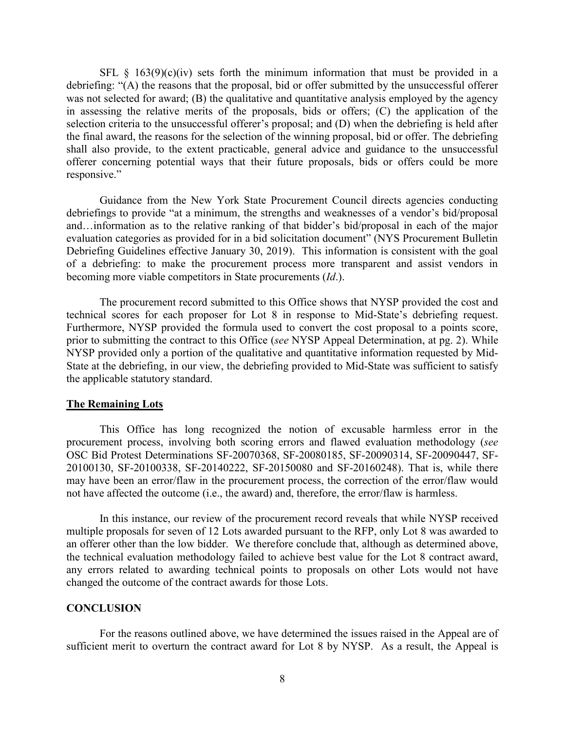SFL § 163(9)(c)(iv) sets forth the minimum information that must be provided in a debriefing: "(A) the reasons that the proposal, bid or offer submitted by the unsuccessful offerer was not selected for award; (B) the qualitative and quantitative analysis employed by the agency in assessing the relative merits of the proposals, bids or offers; (C) the application of the selection criteria to the unsuccessful offerer's proposal; and (D) when the debriefing is held after the final award, the reasons for the selection of the winning proposal, bid or offer. The debriefing shall also provide, to the extent practicable, general advice and guidance to the unsuccessful offerer concerning potential ways that their future proposals, bids or offers could be more responsive."

Guidance from the New York State Procurement Council directs agencies conducting debriefings to provide "at a minimum, the strengths and weaknesses of a vendor's bid/proposal and…information as to the relative ranking of that bidder's bid/proposal in each of the major evaluation categories as provided for in a bid solicitation document" (NYS Procurement Bulletin Debriefing Guidelines effective January 30, 2019). This information is consistent with the goal of a debriefing: to make the procurement process more transparent and assist vendors in becoming more viable competitors in State procurements (*Id*.).

The procurement record submitted to this Office shows that NYSP provided the cost and technical scores for each proposer for Lot 8 in response to Mid-State's debriefing request. Furthermore, NYSP provided the formula used to convert the cost proposal to a points score, prior to submitting the contract to this Office (*see* NYSP Appeal Determination, at pg. 2). While NYSP provided only a portion of the qualitative and quantitative information requested by Mid-State at the debriefing, in our view, the debriefing provided to Mid-State was sufficient to satisfy the applicable statutory standard.

**<u>The Remaining Lots</u>**

This Office has long recognized the notion of excusable harmless error in the procurement process, involving both scoring errors and flawed evaluation methodology (*see* OSC Bid Protest Determinations SF-20070368, SF-20080185, SF-20090314, SF-20090447, SF-20100130, SF-20100338, SF-20140222, SF-20150080 and SF-20160248). That is, while there may have been an error/flaw in the procurement process, the correction of the error/flaw would not have affected the outcome (i.e., the award) and, therefore, the error/flaw is harmless.

In this instance, our review of the procurement record reveals that while NYSP received multiple proposals for seven of 12 Lots awarded pursuant to the RFP, only Lot 8 was awarded to an offerer other than the low bidder. We therefore conclude that, although as determined above, the technical evaluation methodology failed to achieve best value for the Lot 8 contract award, any errors related to awarding technical points to proposals on other Lots would not have changed the outcome of the contract awards for those Lots.

## CONCLUSION

For the reasons outlined above, we have determined the issues raised in the Appeal are of sufficient merit to overturn the contract award for Lot 8 by NYSP. As a result, the Appeal is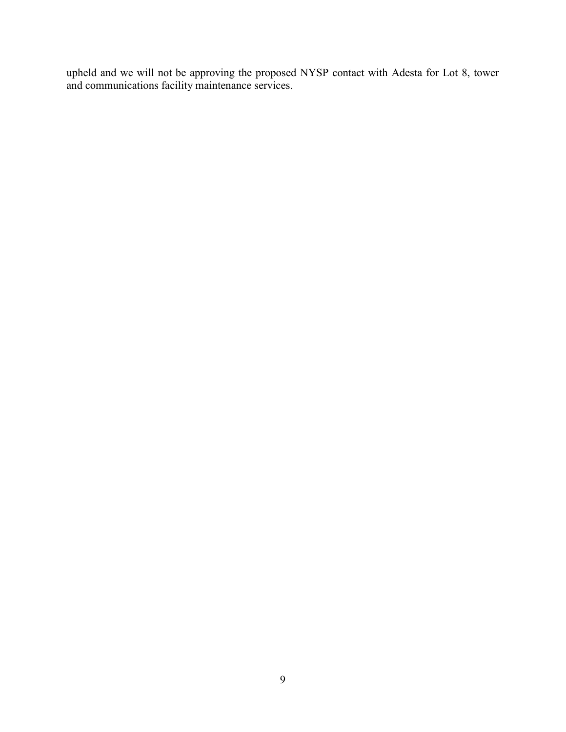upheld and we will not be approving the proposed NYSP contact with Adesta for Lot 8, tower and communications facility maintenance services.